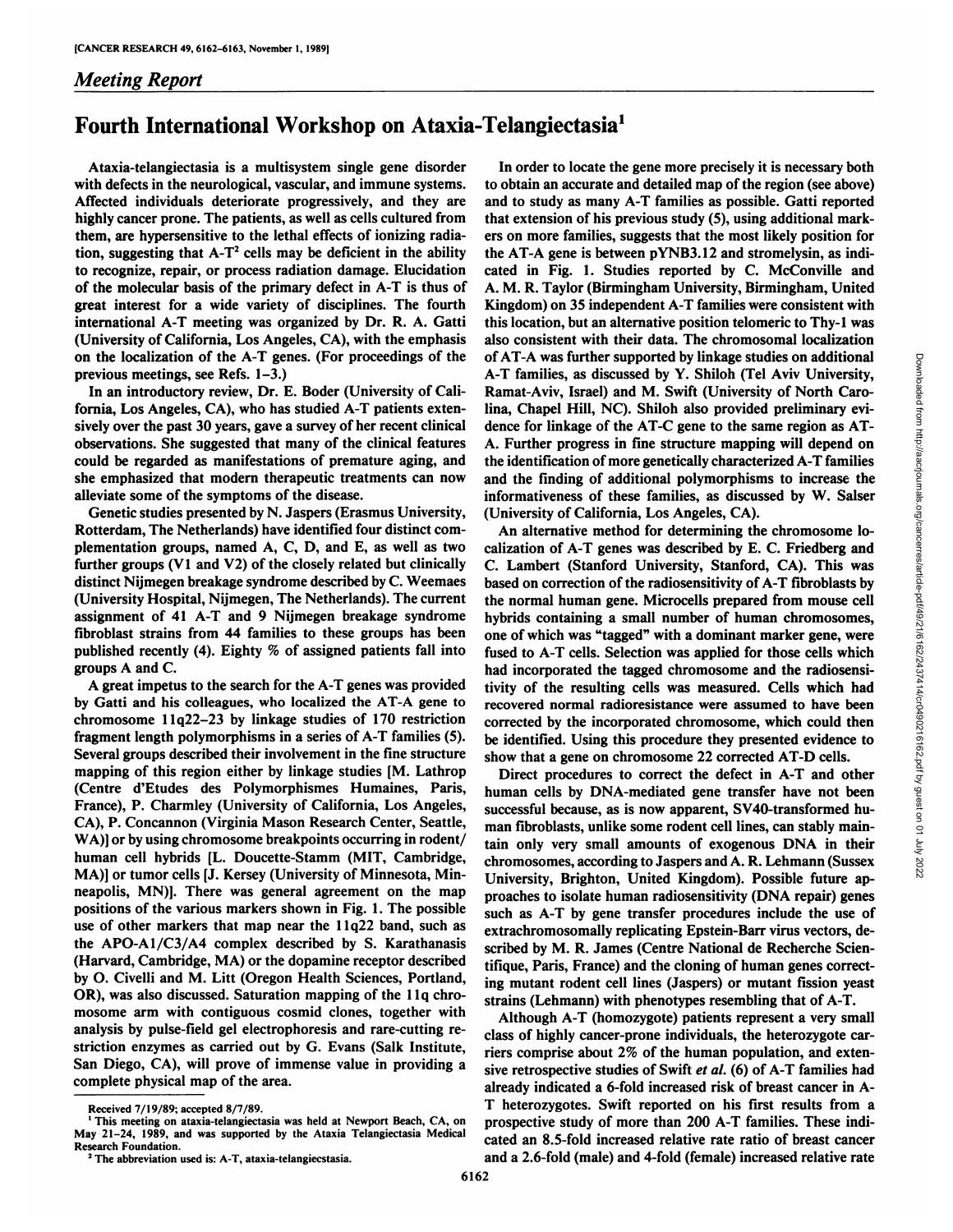*Meeting Report*

# Fourth International Workshop on Ataxia-Telangiectasia[1]

Ataxia-telangiectasia is a multisystem single gene disorder with defects in the neurological, vascular, and immune systems. Affected individuals deteriorate progressively, and they are highly cancer prone. The patients, as well as cells cultured from them, are hypersensitive to the lethal effects of ionizing radiation, suggesting that A-T[2] cells may be deficient in the ability to recognize, repair, or process radiation damage. Elucidation of the molecular basis of the primary defect in A-T is thus of great interest for a wide variety of disciplines. The fourth international A-T meeting was organized by Dr. R. A. Gatti (University of California, Los Angeles, CA), with the emphasis on the localization of the A-T genes. (For proceedings of the previous meetings, see Refs. 1–3.)

In an introductory review, Dr. E. Boder (University of California, Los Angeles, CA), who has studied A-T patients extensively over the past 30 years, gave a survey of her recent clinical observations. She suggested that many of the clinical features could be regarded as manifestations of premature aging, and she emphasized that modern therapeutic treatments can now alleviate some of the symptoms of the disease.

Genetic studies presented by N. Jaspers (Erasmus University, Rotterdam, The Netherlands) have identified four distinct complementation groups, named A, C, D, and E, as well as two further groups (V1 and V2) of the closely related but clinically distinct Nijmegen breakage syndrome described by C. Weemaes (University Hospital, Nijmegen, The Netherlands). The current assignment of 41 A-T and 9 Nijmegen breakage syndrome fibroblast strains from 44 families to these groups has been published recently (4). Eighty % of assigned patients fall into groups A and C.

A great impetus to the search for the A-T genes was provided by Gatti and his colleagues, who localized the AT-A gene to chromosome 11q22–23 by linkage studies of 170 restriction fragment length polymorphisms in a series of A-T families (5). Several groups described their involvement in the fine structure mapping of this region either by linkage studies [M. Lathrop (Centre d'Etudes des Polymorphismes Humaines, Paris, France), P. Charmley (University of California, Los Angeles, CA), P. Concannon (Virginia Mason Research Center, Seattle, WA)] or by using chromosome breakpoints occurring in rodent/human cell hybrids [L. Doucette-Stamm (MIT, Cambridge, MA)] or tumor cells [J. Kersey (University of Minnesota, Minneapolis, MN)]. There was general agreement on the map positions of the various markers shown in Fig. 1. The possible use of other markers that map near the 11q22 band, such as the APO-A1/C3/A4 complex described by S. Karathanasis (Harvard, Cambridge, MA) or the dopamine receptor described by O. Civelli and M. Litt (Oregon Health Sciences, Portland, OR), was also discussed. Saturation mapping of the 11q chromosome arm with contiguous cosmid clones, together with analysis by pulse-field gel electrophoresis and rare-cutting restriction enzymes as carried out by G. Evans (Salk Institute, San Diego, CA), will prove of immense value in providing a complete physical map of the area.

In order to locate the gene more precisely it is necessary both to obtain an accurate and detailed map of the region (see above) and to study as many A-T families as possible. Gatti reported that extension of his previous study (5), using additional markers on more families, suggests that the most likely position for the AT-A gene is between pYNB3.12 and stromelysin, as indicated in Fig. 1. Studies reported by C. McConville and A. M. R. Taylor (Birmingham University, Birmingham, United Kingdom) on 35 independent A-T families were consistent with this location, but an alternative position telomeric to Thy-1 was also consistent with their data. The chromosomal localization of AT-A was further supported by linkage studies on additional A-T families, as discussed by Y. Shiloh (Tel Aviv University, Ramat-Aviv, Israel) and M. Swift (University of North Carolina, Chapel Hill, NC). Shiloh also provided preliminary evidence for linkage of the AT-C gene to the same region as AT-A. Further progress in fine structure mapping will depend on the identification of more genetically characterized A-T families and the finding of additional polymorphisms to increase the informativeness of these families, as discussed by W. Salser (University of California, Los Angeles, CA).

An alternative method for determining the chromosome localization of A-T genes was described by E. C. Friedberg and C. Lambert (Stanford University, Stanford, CA). This was based on correction of the radiosensitivity of A-T fibroblasts by the normal human gene. Microcells prepared from mouse cell hybrids containing a small number of human chromosomes, one of which was "tagged" with a dominant marker gene, were fused to A-T cells. Selection was applied for those cells which had incorporated the tagged chromosome and the radiosensitivity of the resulting cells was measured. Cells which had recovered normal radioresistance were assumed to have been corrected by the incorporated chromosome, which could then be identified. Using this procedure they presented evidence to show that a gene on chromosome 22 corrected AT-D cells.

Direct procedures to correct the defect in A-T and other human cells by DNA-mediated gene transfer have not been successful because, as is now apparent, SV40-transformed human fibroblasts, unlike some rodent cell lines, can stably maintain only very small amounts of exogenous DNA in their chromosomes, according to Jaspers and A. R. Lehmann (Sussex University, Brighton, United Kingdom). Possible future approaches to isolate human radiosensitivity (DNA repair) genes such as A-T by gene transfer procedures include the use of extrachromosomally replicating Epstein-Barr virus vectors, described by M. R. James (Centre National de Recherche Scientifique, Paris, France) and the cloning of human genes correcting mutant rodent cell lines (Jaspers) or mutant fission yeast strains (Lehmann) with phenotypes resembling that of A-T.

Although A-T (homozygote) patients represent a very small class of highly cancer-prone individuals, the heterozygote carriers comprise about 2% of the human population, and extensive retrospective studies of Swift *et al.* (6) of A-T families had already indicated a 6-fold increased risk of breast cancer in A-T heterozygotes. Swift reported on his first results from a prospective study of more than 200 A-T families. These indicated an 8.5-fold increased relative rate ratio of breast cancer and a 2.6-fold (male) and 4-fold (female) increased relative rate

Received 7/19/89; accepted 8/7/89.

[1] This meeting on ataxia-telangiectasia was held at Newport Beach, CA, on May 21–24, 1989, and was supported by the Ataxia Telangiectasia Medical Research Foundation.

[2] The abbreviation used is: A-T, ataxia-telangiecstasia.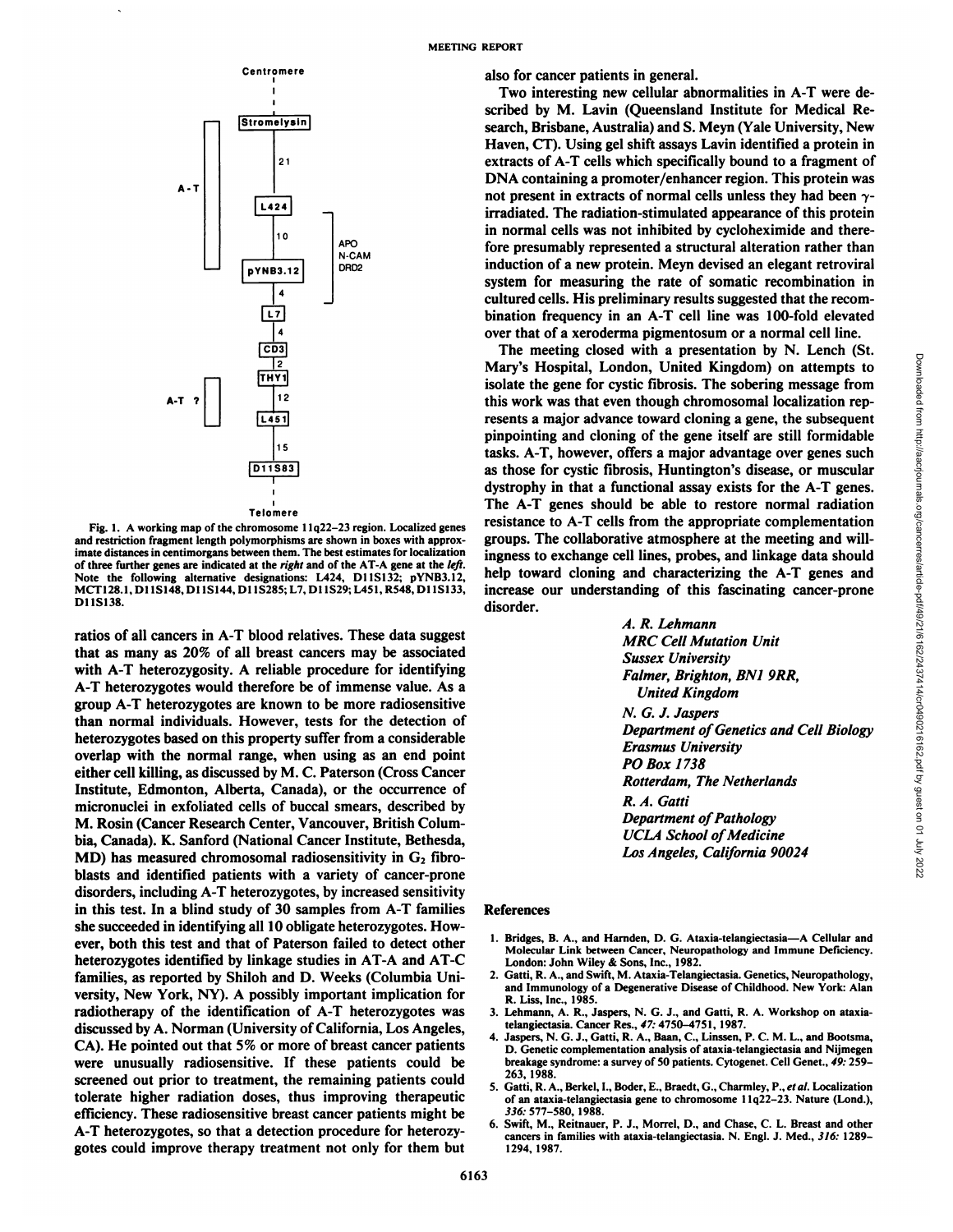Centromere

Stromelysin

21

A-T

L424

10

APO
N-CAM
DRD2

pYNB3.12

4

L7

4

CD3

2

THY1

A-T ?

12

L451

15

D11S83

Telomere

Fig. 1. A working map of the chromosome 11q22–23 region. Localized genes and restriction fragment length polymorphisms are shown in boxes with approximate distances in centimorgans between them. The best estimates for localization of three further genes are indicated at the *right* and of the AT-A gene at the *left*. Note the following alternative designations: L424, D11S132; pYNB3.12, MCT128.1, D11S148, D11S144, D11S285; L7, D11S29; L451, R548, D11S133, D11S138.

ratios of all cancers in A-T blood relatives. These data suggest that as many as 20% of all breast cancers may be associated with A-T heterozygosity. A reliable procedure for identifying A-T heterozygotes would therefore be of immense value. As a group A-T heterozygotes are known to be more radiosensitive than normal individuals. However, tests for the detection of heterozygotes based on this property suffer from a considerable overlap with the normal range, when using as an end point either cell killing, as discussed by M. C. Paterson (Cross Cancer Institute, Edmonton, Alberta, Canada), or the occurrence of micronuclei in exfoliated cells of buccal smears, described by M. Rosin (Cancer Research Center, Vancouver, British Columbia, Canada). K. Sanford (National Cancer Institute, Bethesda, MD) has measured chromosomal radiosensitivity in $G_2$ fibroblasts and identified patients with a variety of cancer-prone disorders, including A-T heterozygotes, by increased sensitivity in this test. In a blind study of 30 samples from A-T families she succeeded in identifying all 10 obligate heterozygotes. However, both this test and that of Paterson failed to detect other heterozygotes identified by linkage studies in AT-A and AT-C families, as reported by Shiloh and D. Weeks (Columbia University, New York, NY). A possibly important implication for radiotherapy of the identification of A-T heterozygotes was discussed by A. Norman (University of California, Los Angeles, CA). He pointed out that 5% or more of breast cancer patients were unusually radiosensitive. If these patients could be screened out prior to treatment, the remaining patients could tolerate higher radiation doses, thus improving therapeutic efficiency. These radiosensitive breast cancer patients might be A-T heterozygotes, so that a detection procedure for heterozygotes could improve therapy treatment not only for them but also for cancer patients in general.

Two interesting new cellular abnormalities in A-T were described by M. Lavin (Queensland Institute for Medical Research, Brisbane, Australia) and S. Meyn (Yale University, New Haven, CT). Using gel shift assays Lavin identified a protein in extracts of A-T cells which specifically bound to a fragment of DNA containing a promoter/enhancer region. This protein was not present in extracts of normal cells unless they had been $\gamma$-irradiated. The radiation-stimulated appearance of this protein in normal cells was not inhibited by cycloheximide and therefore presumably represented a structural alteration rather than induction of a new protein. Meyn devised an elegant retroviral system for measuring the rate of somatic recombination in cultured cells. His preliminary results suggested that the recombination frequency in an A-T cell line was 100-fold elevated over that of a xeroderma pigmentosum or a normal cell line.

The meeting closed with a presentation by N. Lench (St. Mary's Hospital, London, United Kingdom) on attempts to isolate the gene for cystic fibrosis. The sobering message from this work was that even though chromosomal localization represents a major advance toward cloning a gene, the subsequent pinpointing and cloning of the gene itself are still formidable tasks. A-T, however, offers a major advantage over genes such as those for cystic fibrosis, Huntington's disease, or muscular dystrophy in that a functional assay exists for the A-T genes. The A-T genes should be able to restore normal radiation resistance to A-T cells from the appropriate complementation groups. The collaborative atmosphere at the meeting and willingness to exchange cell lines, probes, and linkage data should help toward cloning and characterizing the A-T genes and increase our understanding of this fascinating cancer-prone disorder.

*A. R. Lehmann*
*MRC Cell Mutation Unit*
*Sussex University*
*Falmer, Brighton, BN1 9RR,*
*United Kingdom*

*N. G. J. Jaspers*
*Department of Genetics and Cell Biology*
*Erasmus University*
*PO Box 1738*
*Rotterdam, The Netherlands*

*R. A. Gatti*
*Department of Pathology*
*UCLA School of Medicine*
*Los Angeles, California 90024*

## References

1. Bridges, B. A., and Harnden, D. G. Ataxia-telangiectasia—A Cellular and Molecular Link between Cancer, Neuropathology and Immune Deficiency. London: John Wiley & Sons, Inc., 1982.
2. Gatti, R. A., and Swift, M. Ataxia-Telangiectasia. Genetics, Neuropathology, and Immunology of a Degenerative Disease of Childhood. New York: Alan R. Liss, Inc., 1985.
3. Lehmann, A. R., Jaspers, N. G. J., and Gatti, R. A. Workshop on ataxia-telangiectasia. Cancer Res., *47:* 4750–4751, 1987.
4. Jaspers, N. G. J., Gatti, R. A., Baan, C., Linssen, P. C. M. L., and Bootsma, D. Genetic complementation analysis of ataxia-telangiectasia and Nijmegen breakage syndrome: a survey of 50 patients. Cytogenet. Cell Genet., *49:* 259–263, 1988.
5. Gatti, R. A., Berkel, I., Boder, E., Braedt, G., Charmley, P., *et al.* Localization of an ataxia-telangiectasia gene to chromosome 11q22–23. Nature (Lond.), *336:* 577–580, 1988.
6. Swift, M., Reitnauer, P. J., Morrel, D., and Chase, C. L. Breast and other cancers in families with ataxia-telangiectasia. N. Engl. J. Med., *316:* 1289–1294, 1987.